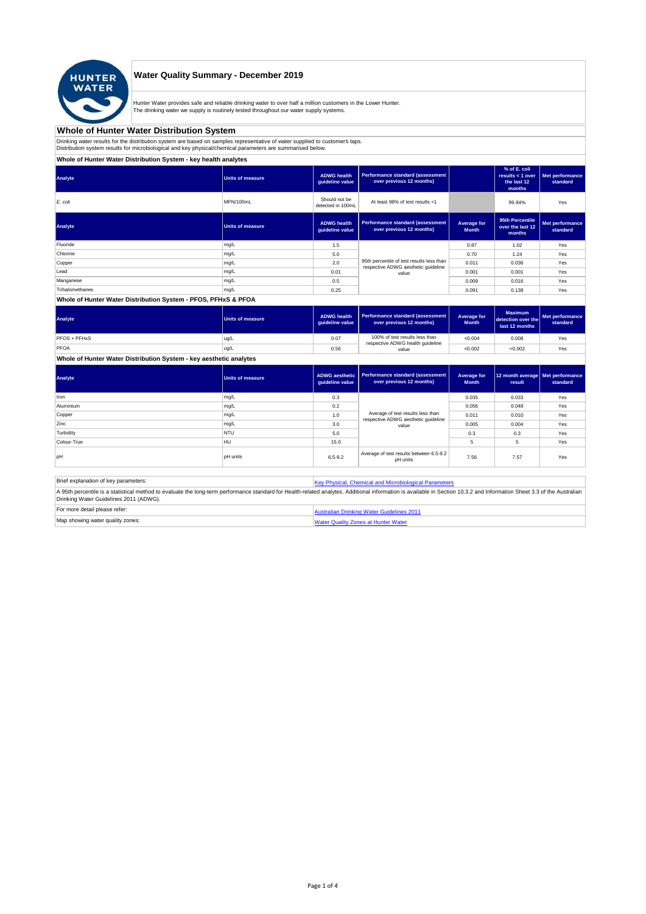# Water Quality Summary - December 2019

Hunter Water provides safe and reliable drinking water to over half a million customers in the Lower Hunter.
The drinking water we supply is routinely tested throughout our water supply systems.

## Whole of Hunter Water Distribution System

Drinking water results for the distribution system are based on samples representative of water supplied to customer's taps.
Distribution system results for microbiological and key physical/chemical parameters are summarised below.

### Whole of Hunter Water Distribution System - key health analytes

| Analyte | Units of measure | ADWG health guideline value | Performance standard (assessment over previous 12 months) | | % of E. coli results < 1 over the last 12 months | Met performance standard |
|---|---|---|---|---|---|---|
| *E. coli* | MPN/100mL | Should not be detected in 100mL | At least 98% of test results <1 | | 99.94% | Yes |

| Analyte | Units of measure | ADWG health guideline value | Performance standard (assessment over previous 12 months) | Average for Month | 95th Percentile over the last 12 months | Met performance standard |
|---|---|---|---|---|---|---|
| Fluoride | mg/L | 1.5 | 95th percentile of test results less than respective ADWG aesthetic guideline value | 0.87 | 1.02 | Yes |
| Chlorine | mg/L | 5.0 | | 0.70 | 1.24 | Yes |
| Copper | mg/L | 2.0 | | 0.011 | 0.036 | Yes |
| Lead | mg/L | 0.01 | | 0.001 | 0.001 | Yes |
| Manganese | mg/L | 0.5 | | 0.009 | 0.016 | Yes |
| Trihalomethanes | mg/L | 0.25 | | 0.091 | 0.138 | Yes |

### Whole of Hunter Water Distribution System - PFOS, PFHxS & PFOA

| Analyte | Units of measure | ADWG health guideline value | Performance standard (assessment over previous 12 months) | Average for Month | Maximum detection over the last 12 months | Met performance standard |
|---|---|---|---|---|---|---|
| PFOS + PFHxS | ug/L | 0.07 | 100% of test results less than respective ADWG health guideline value | <0.004 | 0.008 | Yes |
| PFOA | ug/L | 0.56 | | <0.002 | <0.002 | Yes |

### Whole of Hunter Water Distribution System - key aesthetic analytes

| Analyte | Units of measure | ADWG aesthetic guideline value | Performance standard (assessment over previous 12 months) | Average for Month | 12 month average result | Met performance standard |
|---|---|---|---|---|---|---|
| Iron | mg/L | 0.3 | Average of test results less than respective ADWG aesthetic guideline value | 0.035 | 0.033 | Yes |
| Aluminium | mg/L | 0.2 | | 0.056 | 0.048 | Yes |
| Copper | mg/L | 1.0 | | 0.011 | 0.010 | Yes |
| Zinc | mg/L | 3.0 | | 0.005 | 0.004 | Yes |
| Turbidity | NTU | 5.0 | | 0.3 | 0.3 | Yes |
| Colour-True | HU | 15.0 | | 5 | 5 | Yes |
| pH | pH units | 6.5-9.2 | Average of test results between 6.5-9.2 pH units | 7.56 | 7.57 | Yes |

| Brief explanation of key parameters: | Key Physical, Chemical and Microbiological Parameters |
|---|---|
| A 95th percentile is a statistical method to evaluate the long-term performance standard for Health-related analytes. Additional information is available in Section 10.3.2 and Information Sheet 3.3 of the Australian Drinking Water Guidelines 2011 (ADWG). | |
| For more detail please refer: | Australian Drinking Water Guidelines 2011 |
| Map showing water quality zones: | Water Quality Zones at Hunter Water |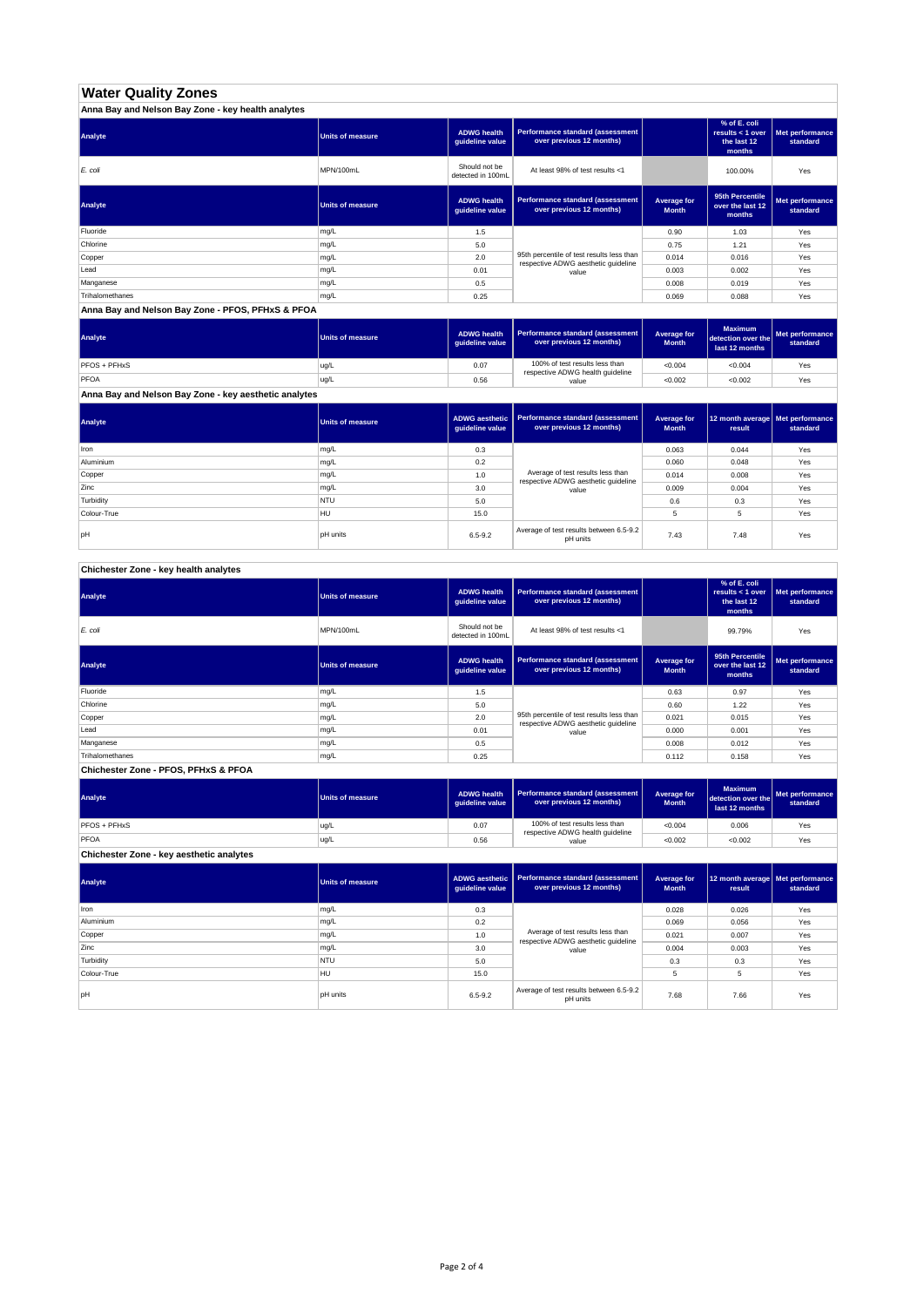# Water Quality Zones

## Anna Bay and Nelson Bay Zone - key health analytes

| Analyte | Units of measure | ADWG health guideline value | Performance standard (assessment over previous 12 months) | | % of E. coli results < 1 over the last 12 months | Met performance standard |
|---|---|---|---|---|---|---|
| *E. coli* | MPN/100mL | Should not be detected in 100mL | At least 98% of test results <1 | | 100.00% | Yes |

| Analyte | Units of measure | ADWG health guideline value | Performance standard (assessment over previous 12 months) | Average for Month | 95th Percentile over the last 12 months | Met performance standard |
|---|---|---|---|---|---|---|
| Fluoride | mg/L | 1.5 | 95th percentile of test results less than respective ADWG aesthetic guideline value | 0.90 | 1.03 | Yes |
| Chlorine | mg/L | 5.0 | | 0.75 | 1.21 | Yes |
| Copper | mg/L | 2.0 | | 0.014 | 0.016 | Yes |
| Lead | mg/L | 0.01 | | 0.003 | 0.002 | Yes |
| Manganese | mg/L | 0.5 | | 0.008 | 0.019 | Yes |
| Trihalomethanes | mg/L | 0.25 | | 0.069 | 0.088 | Yes |

## Anna Bay and Nelson Bay Zone - PFOS, PFHxS & PFOA

| Analyte | Units of measure | ADWG health guideline value | Performance standard (assessment over previous 12 months) | Average for Month | Maximum detection over the last 12 months | Met performance standard |
|---|---|---|---|---|---|---|
| PFOS + PFHxS | ug/L | 0.07 | 100% of test results less than respective ADWG health guideline value | <0.004 | <0.004 | Yes |
| PFOA | ug/L | 0.56 | | <0.002 | <0.002 | Yes |

## Anna Bay and Nelson Bay Zone - key aesthetic analytes

| Analyte | Units of measure | ADWG aesthetic guideline value | Performance standard (assessment over previous 12 months) | Average for Month | 12 month average result | Met performance standard |
|---|---|---|---|---|---|---|
| Iron | mg/L | 0.3 | Average of test results less than respective ADWG aesthetic guideline value | 0.063 | 0.044 | Yes |
| Aluminium | mg/L | 0.2 | | 0.060 | 0.048 | Yes |
| Copper | mg/L | 1.0 | | 0.014 | 0.008 | Yes |
| Zinc | mg/L | 3.0 | | 0.009 | 0.004 | Yes |
| Turbidity | NTU | 5.0 | | 0.6 | 0.3 | Yes |
| Colour-True | HU | 15.0 | | 5 | 5 | Yes |
| pH | pH units | 6.5-9.2 | Average of test results between 6.5-9.2 pH units | 7.43 | 7.48 | Yes |

## Chichester Zone - key health analytes

| Analyte | Units of measure | ADWG health guideline value | Performance standard (assessment over previous 12 months) | | % of E. coli results < 1 over the last 12 months | Met performance standard |
|---|---|---|---|---|---|---|
| *E. coli* | MPN/100mL | Should not be detected in 100mL | At least 98% of test results <1 | | 99.79% | Yes |

| Analyte | Units of measure | ADWG health guideline value | Performance standard (assessment over previous 12 months) | Average for Month | 95th Percentile over the last 12 months | Met performance standard |
|---|---|---|---|---|---|---|
| Fluoride | mg/L | 1.5 | 95th percentile of test results less than respective ADWG aesthetic guideline value | 0.63 | 0.97 | Yes |
| Chlorine | mg/L | 5.0 | | 0.60 | 1.22 | Yes |
| Copper | mg/L | 2.0 | | 0.021 | 0.015 | Yes |
| Lead | mg/L | 0.01 | | 0.000 | 0.001 | Yes |
| Manganese | mg/L | 0.5 | | 0.008 | 0.012 | Yes |
| Trihalomethanes | mg/L | 0.25 | | 0.112 | 0.158 | Yes |

## Chichester Zone - PFOS, PFHxS & PFOA

| Analyte | Units of measure | ADWG health guideline value | Performance standard (assessment over previous 12 months) | Average for Month | Maximum detection over the last 12 months | Met performance standard |
|---|---|---|---|---|---|---|
| PFOS + PFHxS | ug/L | 0.07 | 100% of test results less than respective ADWG health guideline value | <0.004 | 0.006 | Yes |
| PFOA | ug/L | 0.56 | | <0.002 | <0.002 | Yes |

## Chichester Zone - key aesthetic analytes

| Analyte | Units of measure | ADWG aesthetic guideline value | Performance standard (assessment over previous 12 months) | Average for Month | 12 month average result | Met performance standard |
|---|---|---|---|---|---|---|
| Iron | mg/L | 0.3 | Average of test results less than respective ADWG aesthetic guideline value | 0.028 | 0.026 | Yes |
| Aluminium | mg/L | 0.2 | | 0.069 | 0.056 | Yes |
| Copper | mg/L | 1.0 | | 0.021 | 0.007 | Yes |
| Zinc | mg/L | 3.0 | | 0.004 | 0.003 | Yes |
| Turbidity | NTU | 5.0 | | 0.3 | 0.3 | Yes |
| Colour-True | HU | 15.0 | | 5 | 5 | Yes |
| pH | pH units | 6.5-9.2 | Average of test results between 6.5-9.2 pH units | 7.68 | 7.66 | Yes |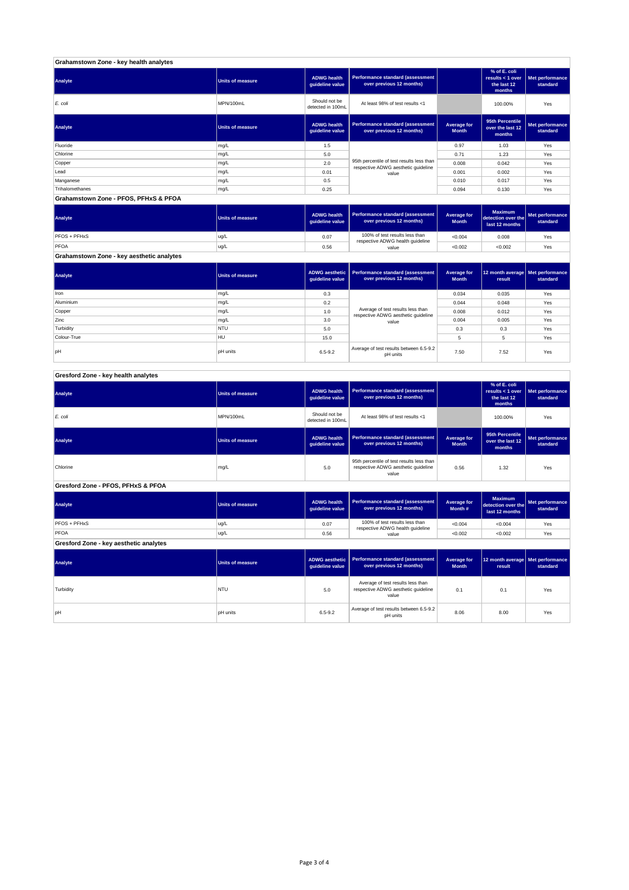## Grahamstown Zone - key health analytes

| Analyte | Units of measure | ADWG health guideline value | Performance standard (assessment over previous 12 months) | | % of E. coli results < 1 over the last 12 months | Met performance standard |
|---|---|---|---|---|---|---|
| *E. coli* | MPN/100mL | Should not be detected in 100mL | At least 98% of test results <1 | | 100.00% | Yes |

| Analyte | Units of measure | ADWG health guideline value | Performance standard (assessment over previous 12 months) | Average for Month | 95th Percentile over the last 12 months | Met performance standard |
|---|---|---|---|---|---|---|
| Fluoride | mg/L | 1.5 | 95th percentile of test results less than respective ADWG aesthetic guideline value | 0.97 | 1.03 | Yes |
| Chlorine | mg/L | 5.0 | | 0.71 | 1.23 | Yes |
| Copper | mg/L | 2.0 | | 0.008 | 0.042 | Yes |
| Lead | mg/L | 0.01 | | 0.001 | 0.002 | Yes |
| Manganese | mg/L | 0.5 | | 0.010 | 0.017 | Yes |
| Trihalomethanes | mg/L | 0.25 | | 0.094 | 0.130 | Yes |

## Grahamstown Zone - PFOS, PFHxS & PFOA

| Analyte | Units of measure | ADWG health guideline value | Performance standard (assessment over previous 12 months) | Average for Month | Maximum detection over the last 12 months | Met performance standard |
|---|---|---|---|---|---|---|
| PFOS + PFHxS | ug/L | 0.07 | 100% of test results less than respective ADWG health guideline value | <0.004 | 0.008 | Yes |
| PFOA | ug/L | 0.56 | | <0.002 | <0.002 | Yes |

## Grahamstown Zone - key aesthetic analytes

| Analyte | Units of measure | ADWG aesthetic guideline value | Performance standard (assessment over previous 12 months) | Average for Month | 12 month average result | Met performance standard |
|---|---|---|---|---|---|---|
| Iron | mg/L | 0.3 | Average of test results less than respective ADWG aesthetic guideline value | 0.034 | 0.035 | Yes |
| Aluminium | mg/L | 0.2 | | 0.044 | 0.048 | Yes |
| Copper | mg/L | 1.0 | | 0.008 | 0.012 | Yes |
| Zinc | mg/L | 3.0 | | 0.004 | 0.005 | Yes |
| Turbidity | NTU | 5.0 | | 0.3 | 0.3 | Yes |
| Colour-True | HU | 15.0 | | 5 | 5 | Yes |
| pH | pH units | 6.5-9.2 | Average of test results between 6.5-9.2 pH units | 7.50 | 7.52 | Yes |

## Gresford Zone - key health analytes

| Analyte | Units of measure | ADWG health guideline value | Performance standard (assessment over previous 12 months) | | % of E. coli results < 1 over the last 12 months | Met performance standard |
|---|---|---|---|---|---|---|
| *E. coli* | MPN/100mL | Should not be detected in 100mL | At least 98% of test results <1 | | 100.00% | Yes |

| Analyte | Units of measure | ADWG health guideline value | Performance standard (assessment over previous 12 months) | Average for Month | 95th Percentile over the last 12 months | Met performance standard |
|---|---|---|---|---|---|---|
| Chlorine | mg/L | 5.0 | 95th percentile of test results less than respective ADWG aesthetic guideline value | 0.56 | 1.32 | Yes |

## Gresford Zone - PFOS, PFHxS & PFOA

| Analyte | Units of measure | ADWG health guideline value | Performance standard (assessment over previous 12 months) | Average for Month # | Maximum detection over the last 12 months | Met performance standard |
|---|---|---|---|---|---|---|
| PFOS + PFHxS | ug/L | 0.07 | 100% of test results less than respective ADWG health guideline value | <0.004 | <0.004 | Yes |
| PFOA | ug/L | 0.56 | | <0.002 | <0.002 | Yes |

## Gresford Zone - key aesthetic analytes

| Analyte | Units of measure | ADWG aesthetic guideline value | Performance standard (assessment over previous 12 months) | Average for Month | 12 month average result | Met performance standard |
|---|---|---|---|---|---|---|
| Turbidity | NTU | 5.0 | Average of test results less than respective ADWG aesthetic guideline value | 0.1 | 0.1 | Yes |
| pH | pH units | 6.5-9.2 | Average of test results between 6.5-9.2 pH units | 8.06 | 8.00 | Yes |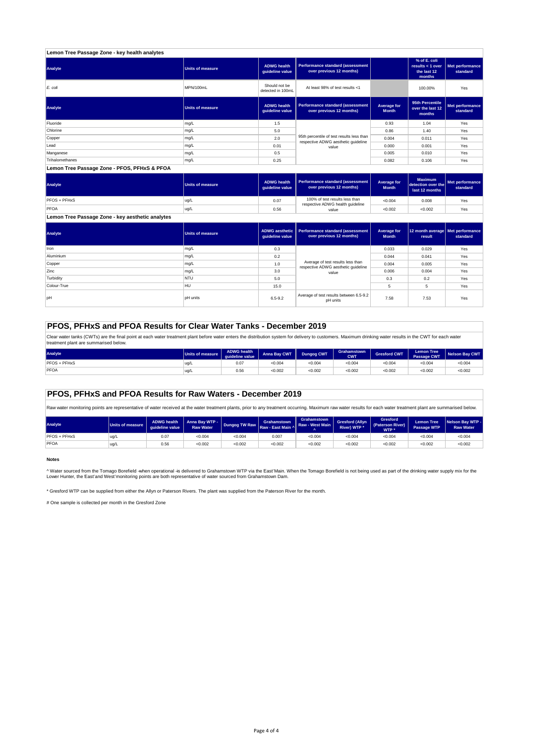## Lemon Tree Passage Zone - key health analytes

| Analyte | Units of measure | ADWG health guideline value | Performance standard (assessment over previous 12 months) | | % of E. coli results < 1 over the last 12 months | Met performance standard |
|---|---|---|---|---|---|---|
| *E. coli* | MPN/100mL | Should not be detected in 100mL | At least 98% of test results <1 | | 100.00% | Yes |

| Analyte | Units of measure | ADWG health guideline value | Performance standard (assessment over previous 12 months) | Average for Month | 95th Percentile over the last 12 months | Met performance standard |
|---|---|---|---|---|---|---|
| Fluoride | mg/L | 1.5 | 95th percentile of test results less than respective ADWG aesthetic guideline value | 0.93 | 1.04 | Yes |
| Chlorine | mg/L | 5.0 | | 0.86 | 1.40 | Yes |
| Copper | mg/L | 2.0 | | 0.004 | 0.011 | Yes |
| Lead | mg/L | 0.01 | | 0.000 | 0.001 | Yes |
| Manganese | mg/L | 0.5 | | 0.005 | 0.010 | Yes |
| Trihalomethanes | mg/L | 0.25 | | 0.082 | 0.106 | Yes |

## Lemon Tree Passage Zone - PFOS, PFHxS & PFOA

| Analyte | Units of measure | ADWG health guideline value | Performance standard (assessment over previous 12 months) | Average for Month | Maximum detection over the last 12 months | Met performance standard |
|---|---|---|---|---|---|---|
| PFOS + PFHxS | ug/L | 0.07 | 100% of test results less than respective ADWG health guideline value | <0.004 | 0.008 | Yes |
| PFOA | ug/L | 0.56 | | <0.002 | <0.002 | Yes |

## Lemon Tree Passage Zone - key aesthetic analytes

| Analyte | Units of measure | ADWG aesthetic guideline value | Performance standard (assessment over previous 12 months) | Average for Month | 12 month average result | Met performance standard |
|---|---|---|---|---|---|---|
| Iron | mg/L | 0.3 | Average of test results less than respective ADWG aesthetic guideline value | 0.033 | 0.029 | Yes |
| Aluminium | mg/L | 0.2 | | 0.044 | 0.041 | Yes |
| Copper | mg/L | 1.0 | | 0.004 | 0.005 | Yes |
| Zinc | mg/L | 3.0 | | 0.006 | 0.004 | Yes |
| Turbidity | NTU | 5.0 | | 0.3 | 0.2 | Yes |
| Colour-True | HU | 15.0 | | 5 | 5 | Yes |
| pH | pH units | 6.5-9.2 | Average of test results between 6.5-9.2 pH units | 7.58 | 7.53 | Yes |

## PFOS, PFHxS and PFOA Results for Clear Water Tanks - December 2019

Clear water tanks (CWTs) are the final point at each water treatment plant before water enters the distribution system for delivery to customers. Maximum drinking water results in the CWT for each water treatment plant are summarised below.

| Analyte | Units of measure | ADWG health guideline value | Anna Bay CWT | Dungog CWT | Grahamstown CWT | Gresford CWT | Lemon Tree Passage CWT | Nelson Bay CWT |
|---|---|---|---|---|---|---|---|---|
| PFOS + PFHxS | ug/L | 0.07 | <0.004 | <0.004 | <0.004 | <0.004 | <0.004 | <0.004 |
| PFOA | ug/L | 0.56 | <0.002 | <0.002 | <0.002 | <0.002 | <0.002 | <0.002 |

## PFOS, PFHxS and PFOA Results for Raw Waters - December 2019

Raw water monitoring points are representative of water received at the water treatment plants, prior to any treatment occurring. Maximum raw water results for each water treatment plant are summarised below.

| Analyte | Units of measure | ADWG health guideline value | Anna Bay WTP - Raw Water | Dungog TW Raw | Grahamstown Raw - East Main ^ | Grahamstown Raw - West Main ^ | Gresford (Allyn River) WTP * | Gresford (Paterson River) WTP * | Lemon Tree Passage WTP | Nelson Bay WTP - Raw Water |
|---|---|---|---|---|---|---|---|---|---|---|
| PFOS + PFHxS | ug/L | 0.07 | <0.004 | <0.004 | 0.007 | <0.004 | <0.004 | <0.004 | <0.004 | <0.004 |
| PFOA | ug/L | 0.56 | <0.002 | <0.002 | <0.002 | <0.002 | <0.002 | <0.002 | <0.002 | <0.002 |

**Notes**

^ Water sourced from the Tomago Borefield -when operational -is delivered to Grahamstown WTP via the East'Main. When the Tomago Borefield is not being used as part of the drinking water supply mix for the Lower Hunter, the East'and West'monitoring points are both representative of water sourced from Grahamstown Dam.

* Gresford WTP can be supplied from either the Allyn or Paterson Rivers. The plant was supplied from the Paterson River for the month.

# One sample is collected per month in the Gresford Zone